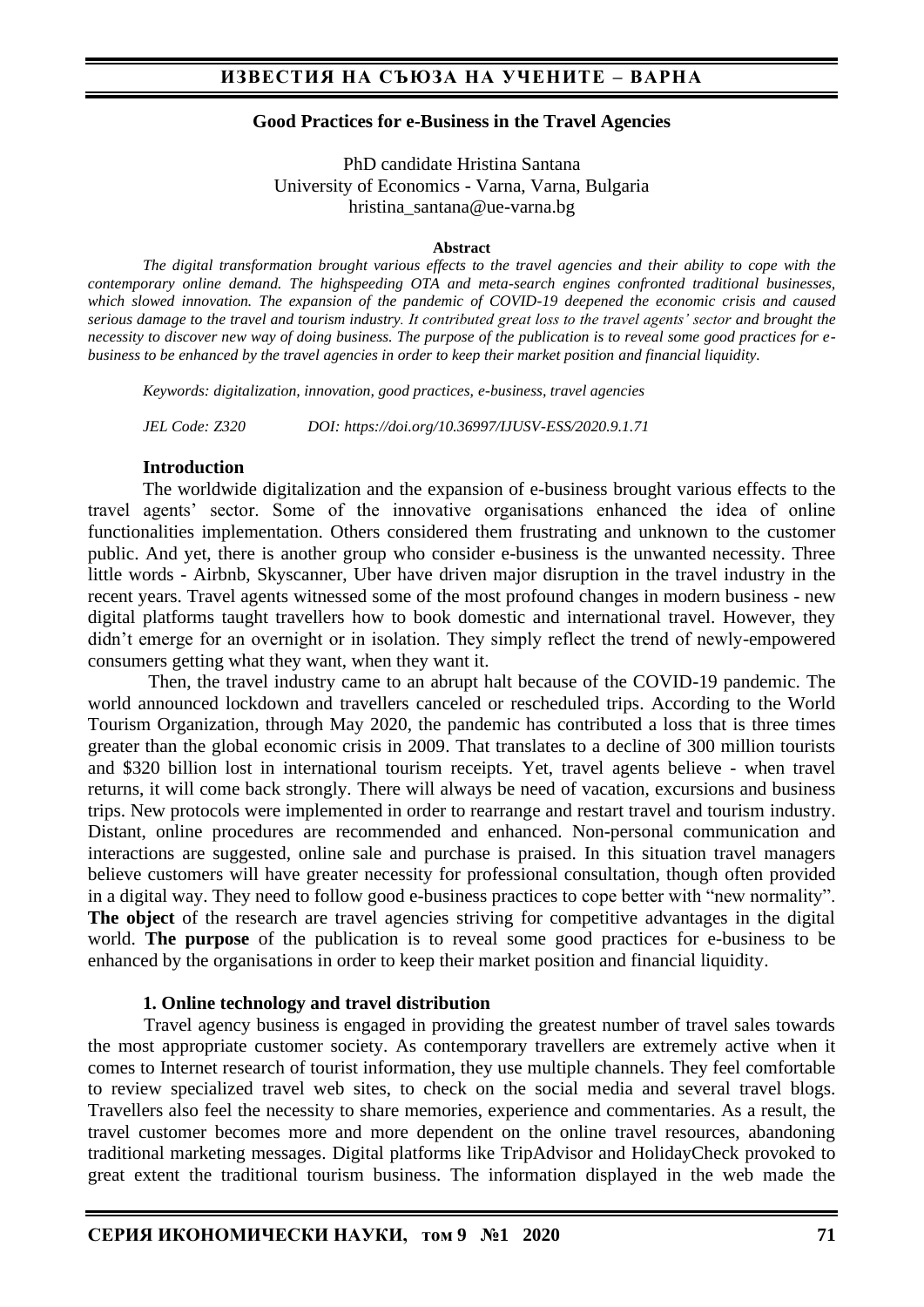# Good Practices for e-Business in the Travel Agencies

PhD candidate Hristina Santana
University of Economics - Varna, Varna, Bulgaria
hristina_santana@ue-varna.bg

**Abstract**

*The digital transformation brought various effects to the travel agencies and their ability to cope with the contemporary online demand. The highspeeding OTA and meta-search engines confronted traditional businesses, which slowed innovation. The expansion of the pandemic of COVID-19 deepened the economic crisis and caused serious damage to the travel and tourism industry. It contributed great loss to the travel agents' sector and brought the necessity to discover new way of doing business. The purpose of the publication is to reveal some good practices for e-business to be enhanced by the travel agencies in order to keep their market position and financial liquidity.*

*Keywords: digitalization, innovation, good practices, e-business, travel agencies*

*JEL Code: Z320* *DOI: https://doi.org/10.36997/IJUSV-ESS/2020.9.1.71*

## Introduction

The worldwide digitalization and the expansion of e-business brought various effects to the travel agents' sector. Some of the innovative organisations enhanced the idea of online functionalities implementation. Others considered them frustrating and unknown to the customer public. And yet, there is another group who consider e-business is the unwanted necessity. Three little words - Airbnb, Skyscanner, Uber have driven major disruption in the travel industry in the recent years. Travel agents witnessed some of the most profound changes in modern business - new digital platforms taught travellers how to book domestic and international travel. However, they didn't emerge for an overnight or in isolation. They simply reflect the trend of newly-empowered consumers getting what they want, when they want it.

Then, the travel industry came to an abrupt halt because of the COVID-19 pandemic. The world announced lockdown and travellers canceled or rescheduled trips. According to the World Tourism Organization, through May 2020, the pandemic has contributed a loss that is three times greater than the global economic crisis in 2009. That translates to a decline of 300 million tourists and $320 billion lost in international tourism receipts. Yet, travel agents believe - when travel returns, it will come back strongly. There will always be need of vacation, excursions and business trips. New protocols were implemented in order to rearrange and restart travel and tourism industry. Distant, online procedures are recommended and enhanced. Non-personal communication and interactions are suggested, online sale and purchase is praised. In this situation travel managers believe customers will have greater necessity for professional consultation, though often provided in a digital way. They need to follow good e-business practices to cope better with "new normality". **The object** of the research are travel agencies striving for competitive advantages in the digital world. **The purpose** of the publication is to reveal some good practices for e-business to be enhanced by the organisations in order to keep their market position and financial liquidity.

## 1. Online technology and travel distribution

Travel agency business is engaged in providing the greatest number of travel sales towards the most appropriate customer society. As contemporary travellers are extremely active when it comes to Internet research of tourist information, they use multiple channels. They feel comfortable to review specialized travel web sites, to check on the social media and several travel blogs. Travellers also feel the necessity to share memories, experience and commentaries. As a result, the travel customer becomes more and more dependent on the online travel resources, abandoning traditional marketing messages. Digital platforms like TripAdvisor and HolidayCheck provoked to great extent the traditional tourism business. The information displayed in the web made the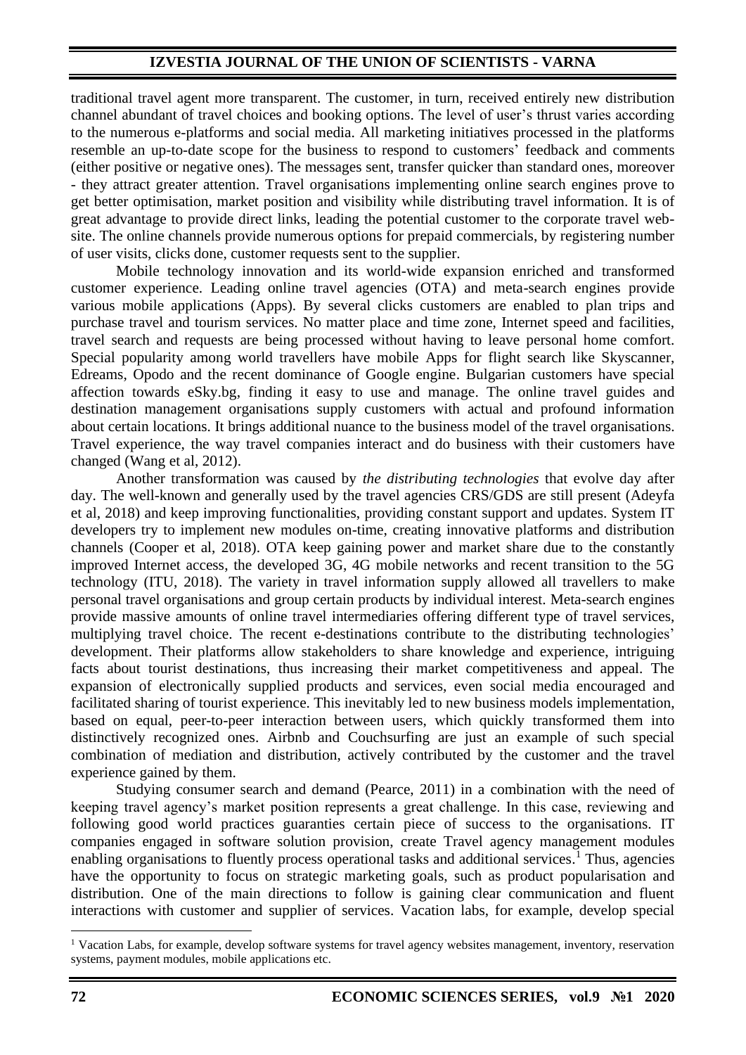traditional travel agent more transparent. The customer, in turn, received entirely new distribution channel abundant of travel choices and booking options. The level of user's thrust varies according to the numerous e-platforms and social media. All marketing initiatives processed in the platforms resemble an up-to-date scope for the business to respond to customers' feedback and comments (either positive or negative ones). The messages sent, transfer quicker than standard ones, moreover - they attract greater attention. Travel organisations implementing online search engines prove to get better optimisation, market position and visibility while distributing travel information. It is of great advantage to provide direct links, leading the potential customer to the corporate travel website. The online channels provide numerous options for prepaid commercials, by registering number of user visits, clicks done, customer requests sent to the supplier.

Mobile technology innovation and its world-wide expansion enriched and transformed customer experience. Leading online travel agencies (OTA) and meta-search engines provide various mobile applications (Apps). By several clicks customers are enabled to plan trips and purchase travel and tourism services. No matter place and time zone, Internet speed and facilities, travel search and requests are being processed without having to leave personal home comfort. Special popularity among world travellers have mobile Apps for flight search like Skyscanner, Edreams, Opodo and the recent dominance of Google engine. Bulgarian customers have special affection towards eSky.bg, finding it easy to use and manage. The online travel guides and destination management organisations supply customers with actual and profound information about certain locations. It brings additional nuance to the business model of the travel organisations. Travel experience, the way travel companies interact and do business with their customers have changed (Wang et al, 2012).

Another transformation was caused by *the distributing technologies* that evolve day after day. The well-known and generally used by the travel agencies CRS/GDS are still present (Adeyfa et al, 2018) and keep improving functionalities, providing constant support and updates. System IT developers try to implement new modules on-time, creating innovative platforms and distribution channels (Cooper et al, 2018). OTA keep gaining power and market share due to the constantly improved Internet access, the developed 3G, 4G mobile networks and recent transition to the 5G technology (ITU, 2018). The variety in travel information supply allowed all travellers to make personal travel organisations and group certain products by individual interest. Meta-search engines provide massive amounts of online travel intermediaries offering different type of travel services, multiplying travel choice. The recent e-destinations contribute to the distributing technologies' development. Their platforms allow stakeholders to share knowledge and experience, intriguing facts about tourist destinations, thus increasing their market competitiveness and appeal. The expansion of electronically supplied products and services, even social media encouraged and facilitated sharing of tourist experience. This inevitably led to new business models implementation, based on equal, peer-to-peer interaction between users, which quickly transformed them into distinctively recognized ones. Airbnb and Couchsurfing are just an example of such special combination of mediation and distribution, actively contributed by the customer and the travel experience gained by them.

Studying consumer search and demand (Pearce, 2011) in a combination with the need of keeping travel agency's market position represents a great challenge. In this case, reviewing and following good world practices guaranties certain piece of success to the organisations. IT companies engaged in software solution provision, create Travel agency management modules enabling organisations to fluently process operational tasks and additional services.[1] Thus, agencies have the opportunity to focus on strategic marketing goals, such as product popularisation and distribution. One of the main directions to follow is gaining clear communication and fluent interactions with customer and supplier of services. Vacation labs, for example, develop special

[1] Vacation Labs, for example, develop software systems for travel agency websites management, inventory, reservation systems, payment modules, mobile applications etc.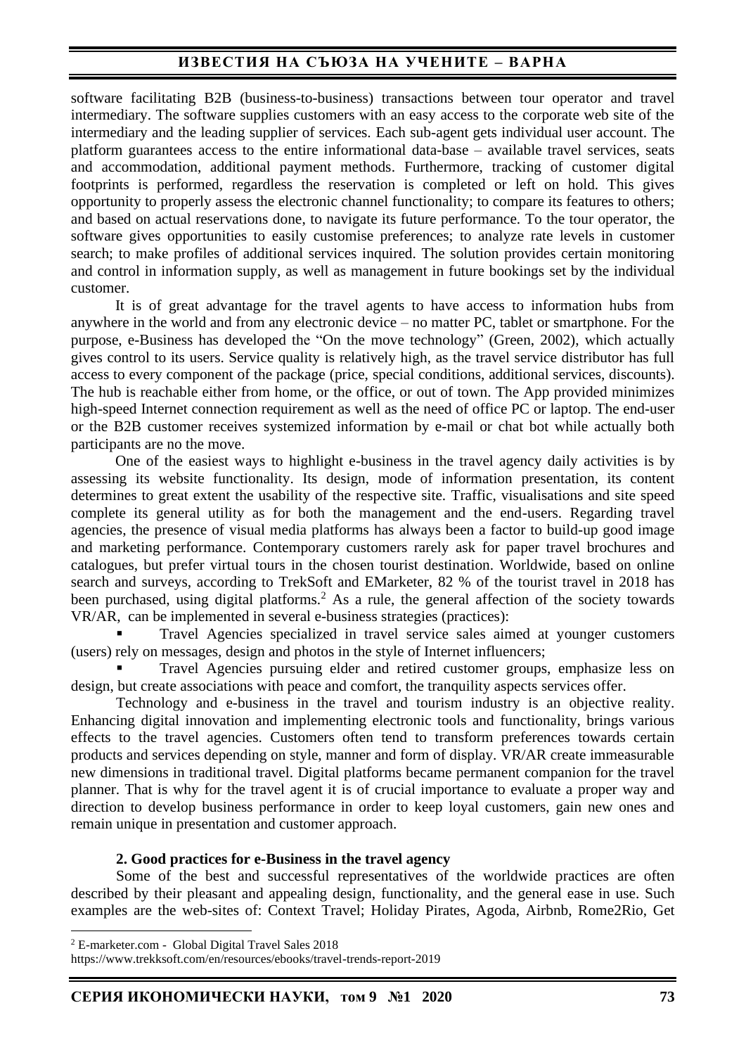software facilitating B2B (business-to-business) transactions between tour operator and travel intermediary. The software supplies customers with an easy access to the corporate web site of the intermediary and the leading supplier of services. Each sub-agent gets individual user account. The platform guarantees access to the entire informational data-base – available travel services, seats and accommodation, additional payment methods. Furthermore, tracking of customer digital footprints is performed, regardless the reservation is completed or left on hold. This gives opportunity to properly assess the electronic channel functionality; to compare its features to others; and based on actual reservations done, to navigate its future performance. To the tour operator, the software gives opportunities to easily customise preferences; to analyze rate levels in customer search; to make profiles of additional services inquired. The solution provides certain monitoring and control in information supply, as well as management in future bookings set by the individual customer.

It is of great advantage for the travel agents to have access to information hubs from anywhere in the world and from any electronic device – no matter PC, tablet or smartphone. For the purpose, e-Business has developed the "On the move technology" (Green, 2002), which actually gives control to its users. Service quality is relatively high, as the travel service distributor has full access to every component of the package (price, special conditions, additional services, discounts). The hub is reachable either from home, or the office, or out of town. The App provided minimizes high-speed Internet connection requirement as well as the need of office PC or laptop. The end-user or the B2B customer receives systemized information by e-mail or chat bot while actually both participants are no the move.

One of the easiest ways to highlight e-business in the travel agency daily activities is by assessing its website functionality. Its design, mode of information presentation, its content determines to great extent the usability of the respective site. Traffic, visualisations and site speed complete its general utility as for both the management and the end-users. Regarding travel agencies, the presence of visual media platforms has always been a factor to build-up good image and marketing performance. Contemporary customers rarely ask for paper travel brochures and catalogues, but prefer virtual tours in the chosen tourist destination. Worldwide, based on online search and surveys, according to TrekSoft and EMarketer, 82 % of the tourist travel in 2018 has been purchased, using digital platforms.[2] As a rule, the general affection of the society towards VR/AR, can be implemented in several e-business strategies (practices):

- Travel Agencies specialized in travel service sales aimed at younger customers (users) rely on messages, design and photos in the style of Internet influencers;
- Travel Agencies pursuing elder and retired customer groups, emphasize less on design, but create associations with peace and comfort, the tranquility aspects services offer.

Technology and e-business in the travel and tourism industry is an objective reality. Enhancing digital innovation and implementing electronic tools and functionality, brings various effects to the travel agencies. Customers often tend to transform preferences towards certain products and services depending on style, manner and form of display. VR/AR create immeasurable new dimensions in traditional travel. Digital platforms became permanent companion for the travel planner. That is why for the travel agent it is of crucial importance to evaluate a proper way and direction to develop business performance in order to keep loyal customers, gain new ones and remain unique in presentation and customer approach.

## 2. Good practices for e-Business in the travel agency

Some of the best and successful representatives of the worldwide practices are often described by their pleasant and appealing design, functionality, and the general ease in use. Such examples are the web-sites of: Context Travel; Holiday Pirates, Agoda, Airbnb, Rome2Rio, Get

---

[2] E-marketer.com - Global Digital Travel Sales 2018
https://www.trekksoft.com/en/resources/ebooks/travel-trends-report-2019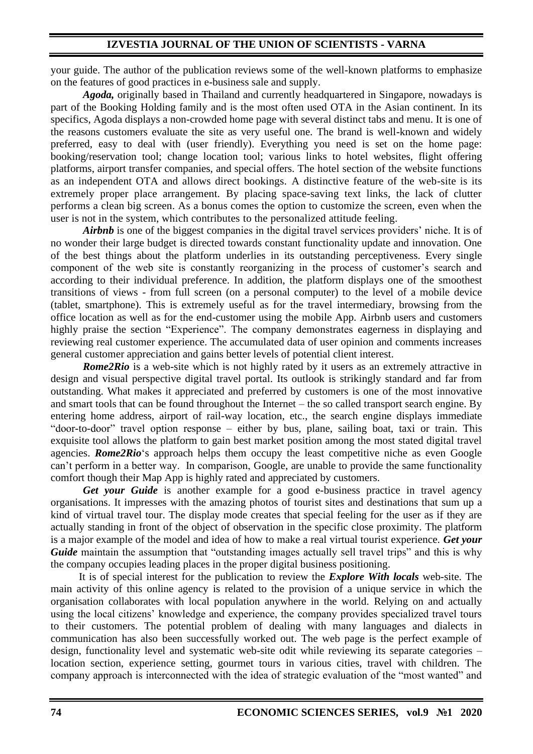your guide. The author of the publication reviews some of the well-known platforms to emphasize on the features of good practices in e-business sale and supply.

***Agoda,*** originally based in Thailand and currently headquartered in Singapore, nowadays is part of the Booking Holding family and is the most often used OTA in the Asian continent. In its specifics, Agoda displays a non-crowded home page with several distinct tabs and menu. It is one of the reasons customers evaluate the site as very useful one. The brand is well-known and widely preferred, easy to deal with (user friendly). Everything you need is set on the home page: booking/reservation tool; change location tool; various links to hotel websites, flight offering platforms, airport transfer companies, and special offers. The hotel section of the website functions as an independent OTA and allows direct bookings. A distinctive feature of the web-site is its extremely proper place arrangement. By placing space-saving text links, the lack of clutter performs a clean big screen. As a bonus comes the option to customize the screen, even when the user is not in the system, which contributes to the personalized attitude feeling.

***Airbnb*** is one of the biggest companies in the digital travel services providers' niche. It is of no wonder their large budget is directed towards constant functionality update and innovation. One of the best things about the platform underlies in its outstanding perceptiveness. Every single component of the web site is constantly reorganizing in the process of customer's search and according to their individual preference. In addition, the platform displays one of the smoothest transitions of views - from full screen (on a personal computer) to the level of a mobile device (tablet, smartphone). This is extremely useful as for the travel intermediary, browsing from the office location as well as for the end-customer using the mobile App. Airbnb users and customers highly praise the section "Experience". The company demonstrates eagerness in displaying and reviewing real customer experience. The accumulated data of user opinion and comments increases general customer appreciation and gains better levels of potential client interest.

***Rome2Rio*** is a web-site which is not highly rated by it users as an extremely attractive in design and visual perspective digital travel portal. Its outlook is strikingly standard and far from outstanding. What makes it appreciated and preferred by customers is one of the most innovative and smart tools that can be found throughout the Internet – the so called transport search engine. By entering home address, airport of rail-way location, etc., the search engine displays immediate "door-to-door" travel option response – either by bus, plane, sailing boat, taxi or train. This exquisite tool allows the platform to gain best market position among the most stated digital travel agencies. ***Rome2Rio***'s approach helps them occupy the least competitive niche as even Google can't perform in a better way. In comparison, Google, are unable to provide the same functionality comfort though their Map App is highly rated and appreciated by customers.

***Get your Guide*** is another example for a good e-business practice in travel agency organisations. It impresses with the amazing photos of tourist sites and destinations that sum up a kind of virtual travel tour. The display mode creates that special feeling for the user as if they are actually standing in front of the object of observation in the specific close proximity. The platform is a major example of the model and idea of how to make a real virtual tourist experience. ***Get your Guide*** maintain the assumption that "outstanding images actually sell travel trips" and this is why the company occupies leading places in the proper digital business positioning.

It is of special interest for the publication to review the ***Explore With locals*** web-site. The main activity of this online agency is related to the provision of a unique service in which the organisation collaborates with local population anywhere in the world. Relying on and actually using the local citizens' knowledge and experience, the company provides specialized travel tours to their customers. The potential problem of dealing with many languages and dialects in communication has also been successfully worked out. The web page is the perfect example of design, functionality level and systematic web-site odit while reviewing its separate categories – location section, experience setting, gourmet tours in various cities, travel with children. The company approach is interconnected with the idea of strategic evaluation of the "most wanted" and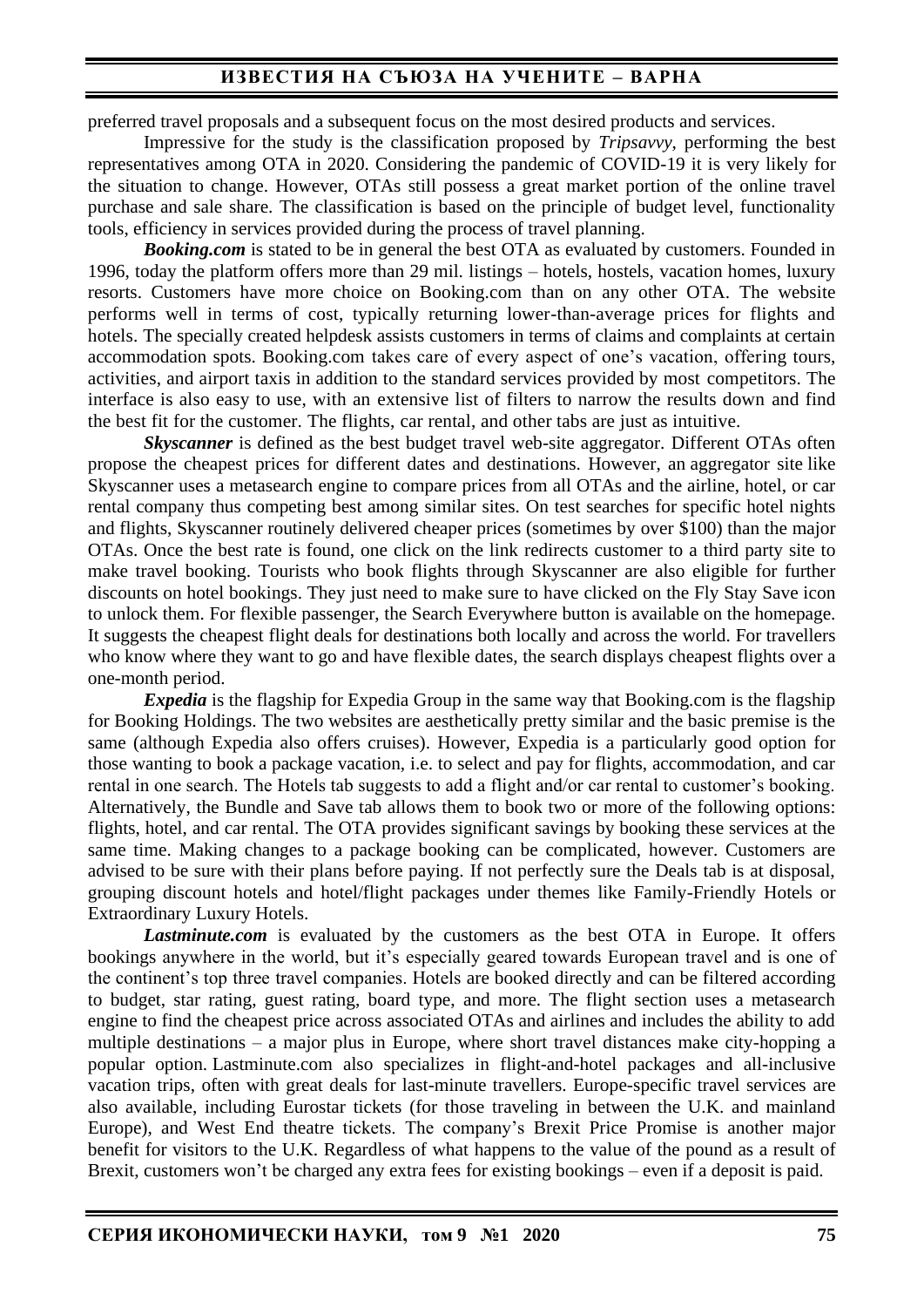preferred travel proposals and a subsequent focus on the most desired products and services.

Impressive for the study is the classification proposed by *Tripsavvy*, performing the best representatives among OTA in 2020. Considering the pandemic of COVID-19 it is very likely for the situation to change. However, OTAs still possess a great market portion of the online travel purchase and sale share. The classification is based on the principle of budget level, functionality tools, efficiency in services provided during the process of travel planning.

***Booking.com*** is stated to be in general the best OTA as evaluated by customers. Founded in 1996, today the platform offers more than 29 mil. listings – hotels, hostels, vacation homes, luxury resorts. Customers have more choice on Booking.com than on any other OTA. The website performs well in terms of cost, typically returning lower-than-average prices for flights and hotels. The specially created helpdesk assists customers in terms of claims and complaints at certain accommodation spots. Booking.com takes care of every aspect of one's vacation, offering tours, activities, and airport taxis in addition to the standard services provided by most competitors. The interface is also easy to use, with an extensive list of filters to narrow the results down and find the best fit for the customer. The flights, car rental, and other tabs are just as intuitive.

***Skyscanner*** is defined as the best budget travel web-site aggregator. Different OTAs often propose the cheapest prices for different dates and destinations. However, an aggregator site like Skyscanner uses a metasearch engine to compare prices from all OTAs and the airline, hotel, or car rental company thus competing best among similar sites. On test searches for specific hotel nights and flights, Skyscanner routinely delivered cheaper prices (sometimes by over $100) than the major OTAs. Once the best rate is found, one click on the link redirects customer to a third party site to make travel booking. Tourists who book flights through Skyscanner are also eligible for further discounts on hotel bookings. They just need to make sure to have clicked on the Fly Stay Save icon to unlock them. For flexible passenger, the Search Everywhere button is available on the homepage. It suggests the cheapest flight deals for destinations both locally and across the world. For travellers who know where they want to go and have flexible dates, the search displays cheapest flights over a one-month period.

***Expedia*** is the flagship for Expedia Group in the same way that Booking.com is the flagship for Booking Holdings. The two websites are aesthetically pretty similar and the basic premise is the same (although Expedia also offers cruises). However, Expedia is a particularly good option for those wanting to book a package vacation, i.e. to select and pay for flights, accommodation, and car rental in one search. The Hotels tab suggests to add a flight and/or car rental to customer's booking. Alternatively, the Bundle and Save tab allows them to book two or more of the following options: flights, hotel, and car rental. The OTA provides significant savings by booking these services at the same time. Making changes to a package booking can be complicated, however. Customers are advised to be sure with their plans before paying. If not perfectly sure the Deals tab is at disposal, grouping discount hotels and hotel/flight packages under themes like Family-Friendly Hotels or Extraordinary Luxury Hotels.

***Lastminute.com*** is evaluated by the customers as the best OTA in Europe. It offers bookings anywhere in the world, but it's especially geared towards European travel and is one of the continent's top three travel companies. Hotels are booked directly and can be filtered according to budget, star rating, guest rating, board type, and more. The flight section uses a metasearch engine to find the cheapest price across associated OTAs and airlines and includes the ability to add multiple destinations – a major plus in Europe, where short travel distances make city-hopping a popular option. Lastminute.com also specializes in flight-and-hotel packages and all-inclusive vacation trips, often with great deals for last-minute travellers. Europe-specific travel services are also available, including Eurostar tickets (for those traveling in between the U.K. and mainland Europe), and West End theatre tickets. The company's Brexit Price Promise is another major benefit for visitors to the U.K. Regardless of what happens to the value of the pound as a result of Brexit, customers won't be charged any extra fees for existing bookings – even if a deposit is paid.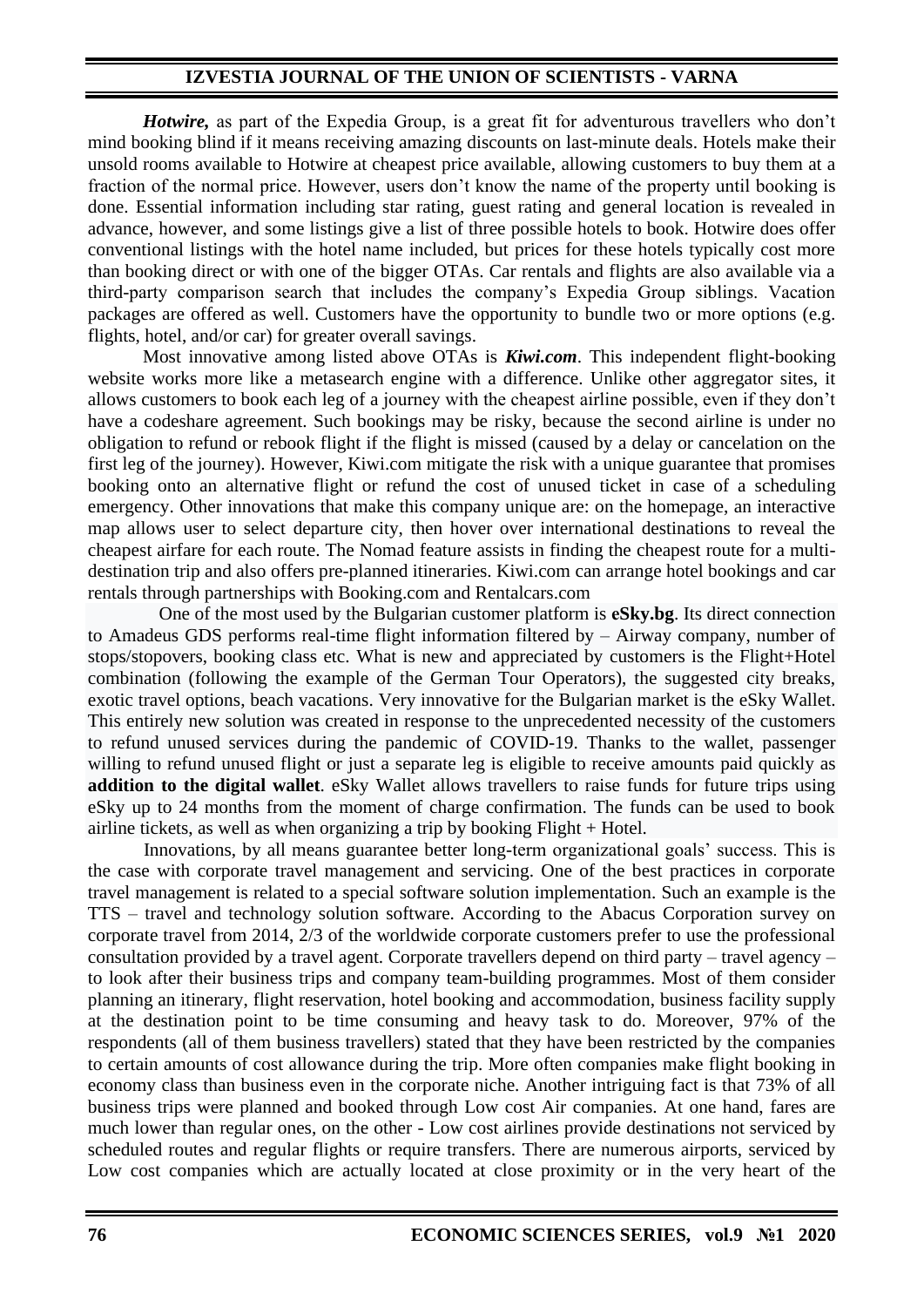***Hotwire,*** as part of the Expedia Group, is a great fit for adventurous travellers who don't mind booking blind if it means receiving amazing discounts on last-minute deals. Hotels make their unsold rooms available to Hotwire at cheapest price available, allowing customers to buy them at a fraction of the normal price. However, users don't know the name of the property until booking is done. Essential information including star rating, guest rating and general location is revealed in advance, however, and some listings give a list of three possible hotels to book. Hotwire does offer conventional listings with the hotel name included, but prices for these hotels typically cost more than booking direct or with one of the bigger OTAs. Car rentals and flights are also available via a third-party comparison search that includes the company's Expedia Group siblings. Vacation packages are offered as well. Customers have the opportunity to bundle two or more options (e.g. flights, hotel, and/or car) for greater overall savings.

Most innovative among listed above OTAs is ***Kiwi.com***. This independent flight-booking website works more like a metasearch engine with a difference. Unlike other aggregator sites, it allows customers to book each leg of a journey with the cheapest airline possible, even if they don't have a codeshare agreement. Such bookings may be risky, because the second airline is under no obligation to refund or rebook flight if the flight is missed (caused by a delay or cancelation on the first leg of the journey). However, Kiwi.com mitigate the risk with a unique guarantee that promises booking onto an alternative flight or refund the cost of unused ticket in case of a scheduling emergency. Other innovations that make this company unique are: on the homepage, an interactive map allows user to select departure city, then hover over international destinations to reveal the cheapest airfare for each route. The Nomad feature assists in finding the cheapest route for a multi-destination trip and also offers pre-planned itineraries. Kiwi.com can arrange hotel bookings and car rentals through partnerships with Booking.com and Rentalcars.com

One of the most used by the Bulgarian customer platform is **eSky.bg**. Its direct connection to Amadeus GDS performs real-time flight information filtered by – Airway company, number of stops/stopovers, booking class etc. What is new and appreciated by customers is the Flight+Hotel combination (following the example of the German Tour Operators), the suggested city breaks, exotic travel options, beach vacations. Very innovative for the Bulgarian market is the eSky Wallet. This entirely new solution was created in response to the unprecedented necessity of the customers to refund unused services during the pandemic of COVID-19. Thanks to the wallet, passenger willing to refund unused flight or just a separate leg is eligible to receive amounts paid quickly as **addition to the digital wallet**. eSky Wallet allows travellers to raise funds for future trips using eSky up to 24 months from the moment of charge confirmation. The funds can be used to book airline tickets, as well as when organizing a trip by booking Flight + Hotel.

Innovations, by all means guarantee better long-term organizational goals' success. This is the case with corporate travel management and servicing. One of the best practices in corporate travel management is related to a special software solution implementation. Such an example is the TTS – travel and technology solution software. According to the Abacus Corporation survey on corporate travel from 2014, 2/3 of the worldwide corporate customers prefer to use the professional consultation provided by a travel agent. Corporate travellers depend on third party – travel agency – to look after their business trips and company team-building programmes. Most of them consider planning an itinerary, flight reservation, hotel booking and accommodation, business facility supply at the destination point to be time consuming and heavy task to do. Moreover, 97% of the respondents (all of them business travellers) stated that they have been restricted by the companies to certain amounts of cost allowance during the trip. More often companies make flight booking in economy class than business even in the corporate niche. Another intriguing fact is that 73% of all business trips were planned and booked through Low cost Air companies. At one hand, fares are much lower than regular ones, on the other - Low cost airlines provide destinations not serviced by scheduled routes and regular flights or require transfers. There are numerous airports, serviced by Low cost companies which are actually located at close proximity or in the very heart of the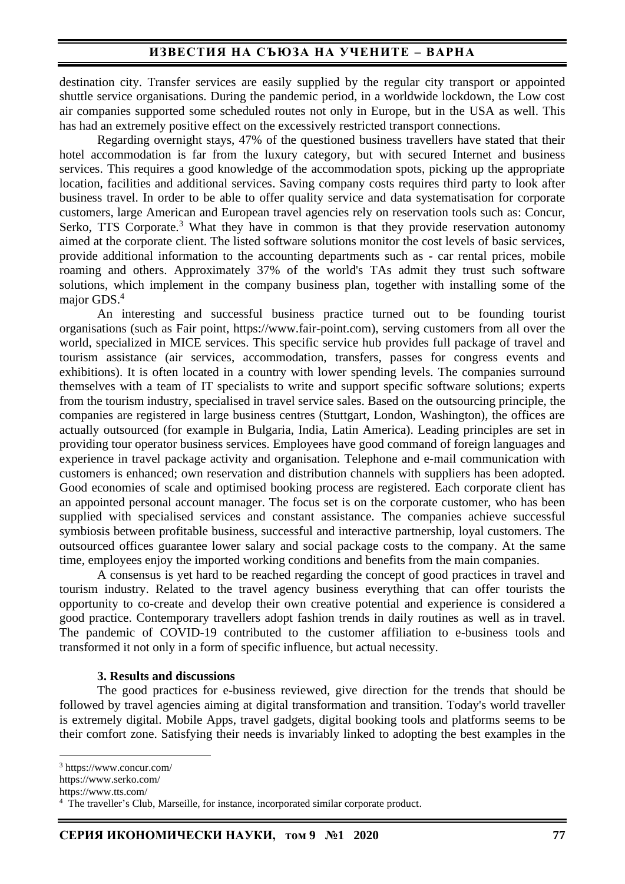destination city. Transfer services are easily supplied by the regular city transport or appointed shuttle service organisations. During the pandemic period, in a worldwide lockdown, the Low cost air companies supported some scheduled routes not only in Europe, but in the USA as well. This has had an extremely positive effect on the excessively restricted transport connections.

Regarding overnight stays, 47% of the questioned business travellers have stated that their hotel accommodation is far from the luxury category, but with secured Internet and business services. This requires a good knowledge of the accommodation spots, picking up the appropriate location, facilities and additional services. Saving company costs requires third party to look after business travel. In order to be able to offer quality service and data systematisation for corporate customers, large American and European travel agencies rely on reservation tools such as: Concur, Serko, TTS Corporate.[3] What they have in common is that they provide reservation autonomy aimed at the corporate client. The listed software solutions monitor the cost levels of basic services, provide additional information to the accounting departments such as - car rental prices, mobile roaming and others. Approximately 37% of the world's TAs admit they trust such software solutions, which implement in the company business plan, together with installing some of the major GDS.[4]

An interesting and successful business practice turned out to be founding tourist organisations (such as Fair point, https://www.fair-point.com), serving customers from all over the world, specialized in MICE services. This specific service hub provides full package of travel and tourism assistance (air services, accommodation, transfers, passes for congress events and exhibitions). It is often located in a country with lower spending levels. The companies surround themselves with a team of IT specialists to write and support specific software solutions; experts from the tourism industry, specialised in travel service sales. Based on the outsourcing principle, the companies are registered in large business centres (Stuttgart, London, Washington), the offices are actually outsourced (for example in Bulgaria, India, Latin America). Leading principles are set in providing tour operator business services. Employees have good command of foreign languages and experience in travel package activity and organisation. Telephone and e-mail communication with customers is enhanced; own reservation and distribution channels with suppliers has been adopted. Good economies of scale and optimised booking process are registered. Each corporate client has an appointed personal account manager. The focus set is on the corporate customer, who has been supplied with specialised services and constant assistance. The companies achieve successful symbiosis between profitable business, successful and interactive partnership, loyal customers. The outsourced offices guarantee lower salary and social package costs to the company. At the same time, employees enjoy the imported working conditions and benefits from the main companies.

A consensus is yet hard to be reached regarding the concept of good practices in travel and tourism industry. Related to the travel agency business everything that can offer tourists the opportunity to co-create and develop their own creative potential and experience is considered a good practice. Contemporary travellers adopt fashion trends in daily routines as well as in travel. The pandemic of COVID-19 contributed to the customer affiliation to e-business tools and transformed it not only in a form of specific influence, but actual necessity.

**3. Results and discussions**

The good practices for e-business reviewed, give direction for the trends that should be followed by travel agencies aiming at digital transformation and transition. Today's world traveller is extremely digital. Mobile Apps, travel gadgets, digital booking tools and platforms seems to be their comfort zone. Satisfying their needs is invariably linked to adopting the best examples in the

---

[3] https://www.concur.com/
https://www.serko.com/
https://www.tts.com/

[4] The traveller's Club, Marseille, for instance, incorporated similar corporate product.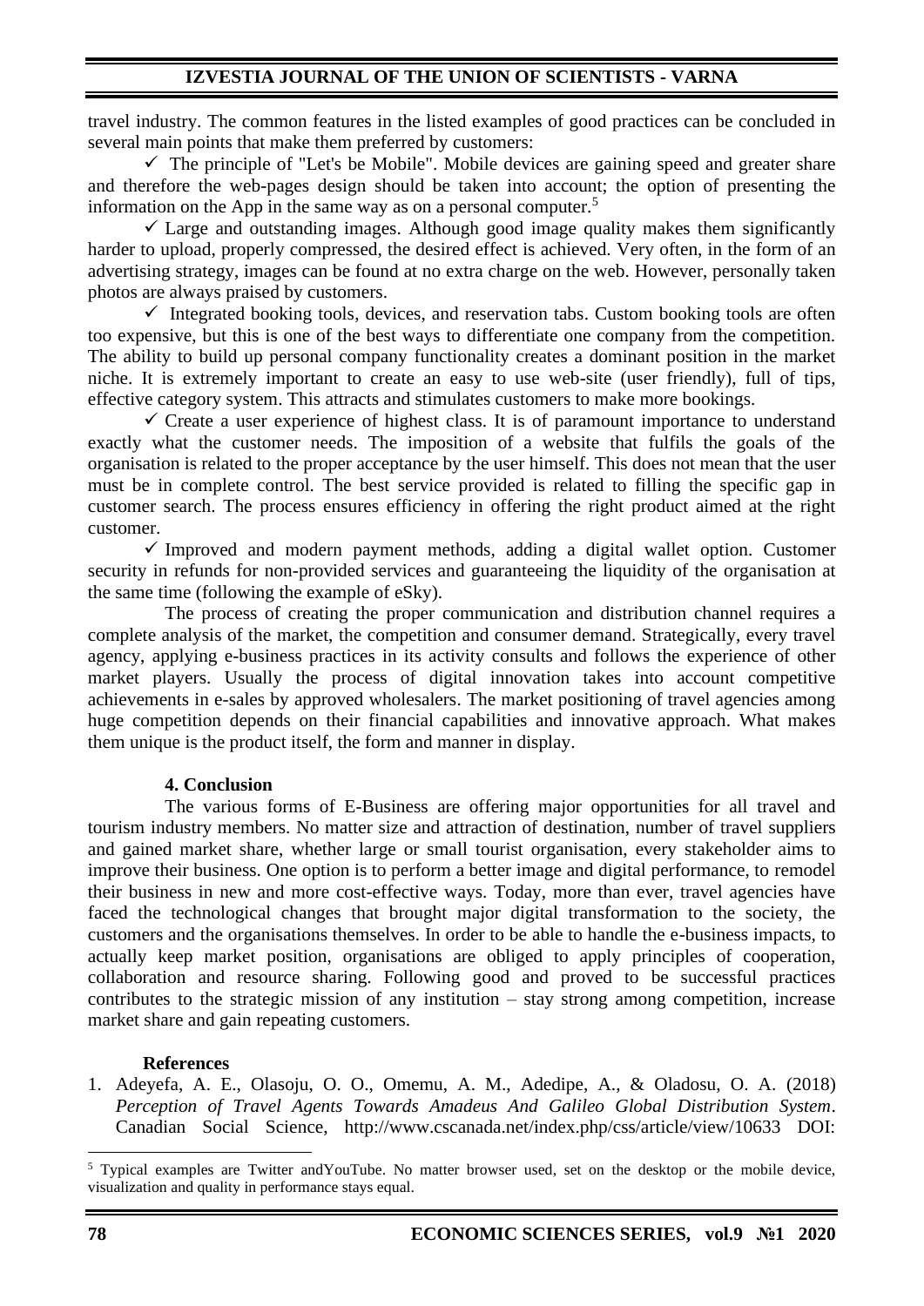travel industry. The common features in the listed examples of good practices can be concluded in several main points that make them preferred by customers:

✓ The principle of "Let's be Mobile". Mobile devices are gaining speed and greater share and therefore the web-pages design should be taken into account; the option of presenting the information on the App in the same way as on a personal computer.[5]

✓ Large and outstanding images. Although good image quality makes them significantly harder to upload, properly compressed, the desired effect is achieved. Very often, in the form of an advertising strategy, images can be found at no extra charge on the web. However, personally taken photos are always praised by customers.

✓ Integrated booking tools, devices, and reservation tabs. Custom booking tools are often too expensive, but this is one of the best ways to differentiate one company from the competition. The ability to build up personal company functionality creates a dominant position in the market niche. It is extremely important to create an easy to use web-site (user friendly), full of tips, effective category system. This attracts and stimulates customers to make more bookings.

✓ Create a user experience of highest class. It is of paramount importance to understand exactly what the customer needs. The imposition of a website that fulfils the goals of the organisation is related to the proper acceptance by the user himself. This does not mean that the user must be in complete control. The best service provided is related to filling the specific gap in customer search. The process ensures efficiency in offering the right product aimed at the right customer.

✓ Improved and modern payment methods, adding a digital wallet option. Customer security in refunds for non-provided services and guaranteeing the liquidity of the organisation at the same time (following the example of eSky).

The process of creating the proper communication and distribution channel requires a complete analysis of the market, the competition and consumer demand. Strategically, every travel agency, applying e-business practices in its activity consults and follows the experience of other market players. Usually the process of digital innovation takes into account competitive achievements in e-sales by approved wholesalers. The market positioning of travel agencies among huge competition depends on their financial capabilities and innovative approach. What makes them unique is the product itself, the form and manner in display.

## 4. Conclusion

The various forms of E-Business are offering major opportunities for all travel and tourism industry members. No matter size and attraction of destination, number of travel suppliers and gained market share, whether large or small tourist organisation, every stakeholder aims to improve their business. One option is to perform a better image and digital performance, to remodel their business in new and more cost-effective ways. Today, more than ever, travel agencies have faced the technological changes that brought major digital transformation to the society, the customers and the organisations themselves. In order to be able to handle the e-business impacts, to actually keep market position, organisations are obliged to apply principles of cooperation, collaboration and resource sharing. Following good and proved to be successful practices contributes to the strategic mission of any institution – stay strong among competition, increase market share and gain repeating customers.

## References

1. Adeyefa, A. E., Olasoju, O. O., Omemu, A. M., Adedipe, A., & Oladosu, O. A. (2018) *Perception of Travel Agents Towards Amadeus And Galileo Global Distribution System*. Canadian Social Science, http://www.cscanada.net/index.php/css/article/view/10633 DOI:

---

[5] Typical examples are Twitter andYouTube. No matter browser used, set on the desktop or the mobile device, visualization and quality in performance stays equal.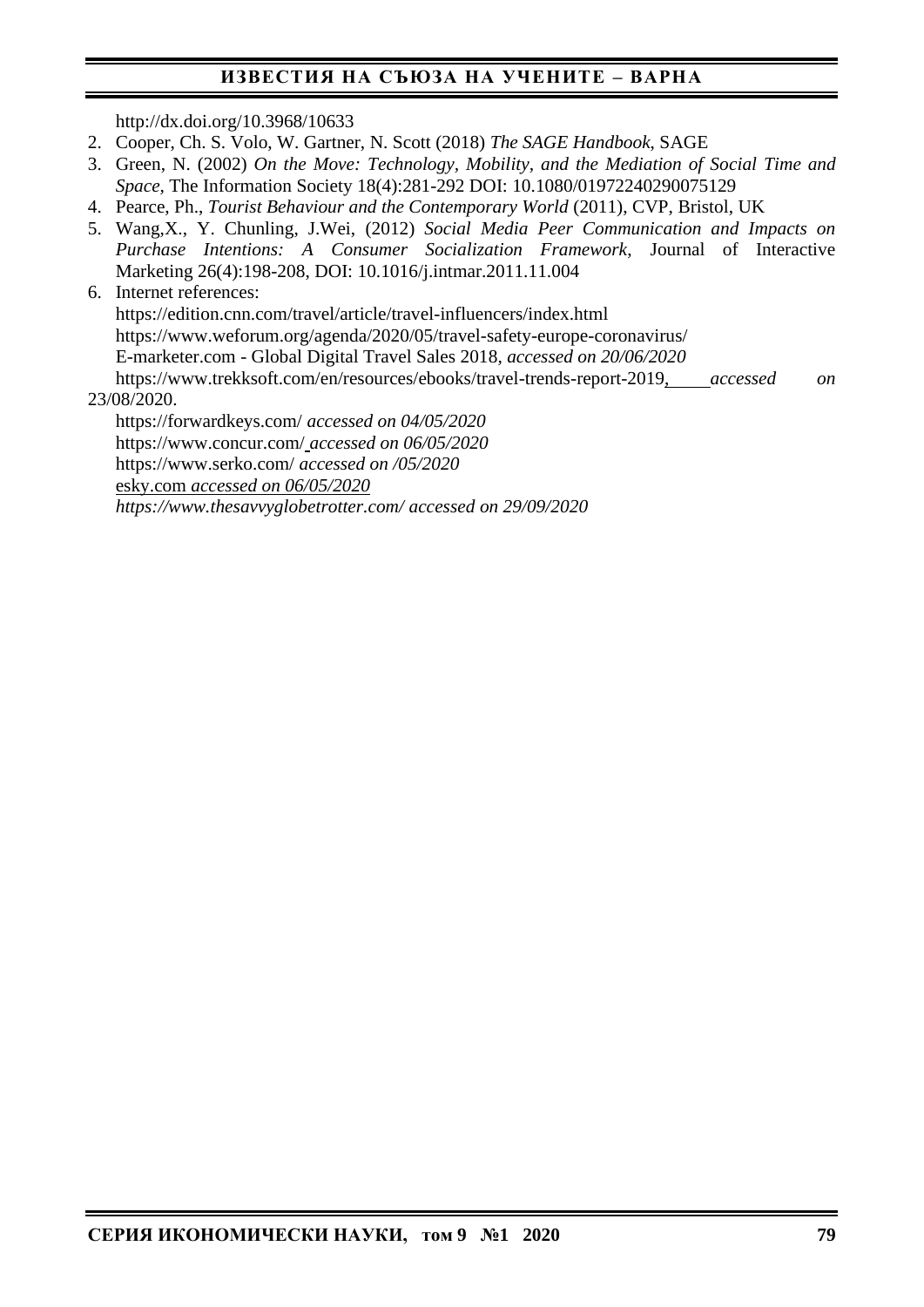http://dx.doi.org/10.3968/10633

2. Cooper, Ch. S. Volo, W. Gartner, N. Scott (2018) *The SAGE Handbook*, SAGE
3. Green, N. (2002) *On the Move: Technology, Mobility, and the Mediation of Social Time and Space*, The Information Society 18(4):281-292 DOI: 10.1080/01972240290075129
4. Pearce, Ph., *Tourist Behaviour and the Contemporary World* (2011), CVP, Bristol, UK
5. Wang,X., Y. Chunling, J.Wei, (2012) *Social Media Peer Communication and Impacts on Purchase Intentions: A Consumer Socialization Framework*, Journal of Interactive Marketing 26(4):198-208, DOI: 10.1016/j.intmar.2011.11.004
6. Internet references:

https://edition.cnn.com/travel/article/travel-influencers/index.html
https://www.weforum.org/agenda/2020/05/travel-safety-europe-coronavirus/
E-marketer.com - Global Digital Travel Sales 2018, *accessed on 20/06/2020*
https://www.trekksoft.com/en/resources/ebooks/travel-trends-report-2019, *accessed on* 23/08/2020.
https://forwardkeys.com/ *accessed on 04/05/2020*
https://www.concur.com/ *accessed on 06/05/2020*
https://www.serko.com/ *accessed on /05/2020*
esky.com *accessed on 06/05/2020*
*https://www.thesavvyglobetrotter.com/ accessed on 29/09/2020*